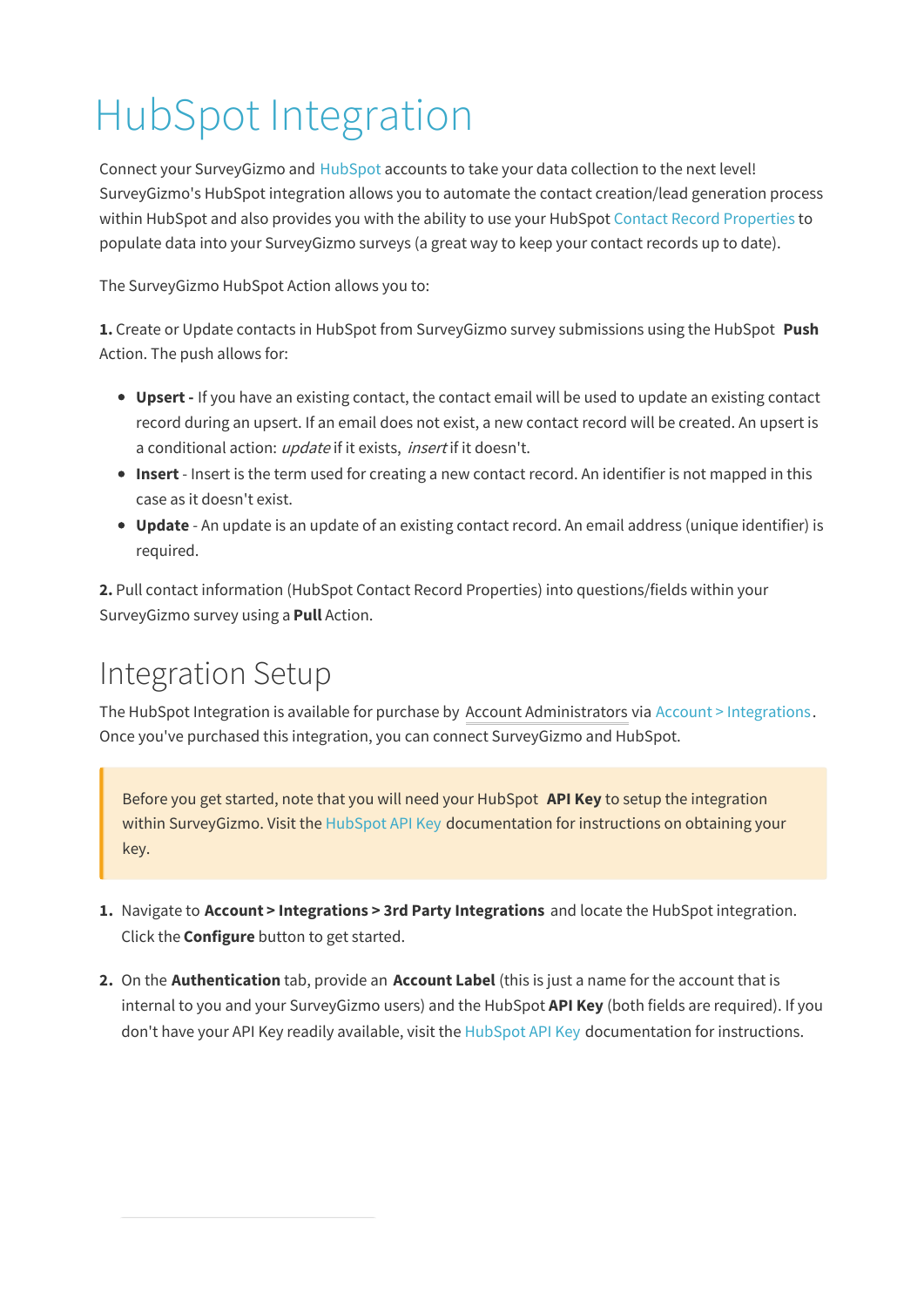# HubSpot Integration

Connect your SurveyGizmo and HubSpot accounts to take your data collection to the next level! SurveyGizmo's HubSpot integration allows you to automate the contact creation/lead generation process within HubSpot and also provides you with the ability to use your HubSpot Contact Record Properties to populate data into your SurveyGizmo surveys (a great way to keep your contact records up to date).

The SurveyGizmo HubSpot Action allows you to:

**1.** Create or Update contacts in HubSpot from SurveyGizmo survey submissions using the HubSpot **Push** Action. The push allows for:

- **Upsert -** If you have an existing contact, the contact email will be used to update an existing contact record during an upsert. If an email does not exist, a new contact record will be created. An upsert is a conditional action: *update* if it exists, *insert* if it doesn't.
- **Insert** - Insert is the term used for creating a new contact record. An identifier is not mapped in this case as it doesn't exist.
- **Update** - An update is an update of an existing contact record. An email address (unique identifier) is required.

**2.** Pull contact information (HubSpot Contact Record Properties) into questions/fields within your SurveyGizmo survey using a **Pull** Action.

## Integration Setup

The HubSpot Integration is available for purchase by Account Administrators via Account > Integrations. Once you've purchased this integration, you can connect SurveyGizmo and HubSpot.

> Before you get started, note that you will need your HubSpot **API Key** to setup the integration within SurveyGizmo. Visit the HubSpot API Key documentation for instructions on obtaining your key.

1. Navigate to **Account > Integrations > 3rd Party Integrations** and locate the HubSpot integration. Click the **Configure** button to get started.

2. On the **Authentication** tab, provide an **Account Label** (this is just a name for the account that is internal to you and your SurveyGizmo users) and the HubSpot **API Key** (both fields are required). If you don't have your API Key readily available, visit the HubSpot API Key documentation for instructions.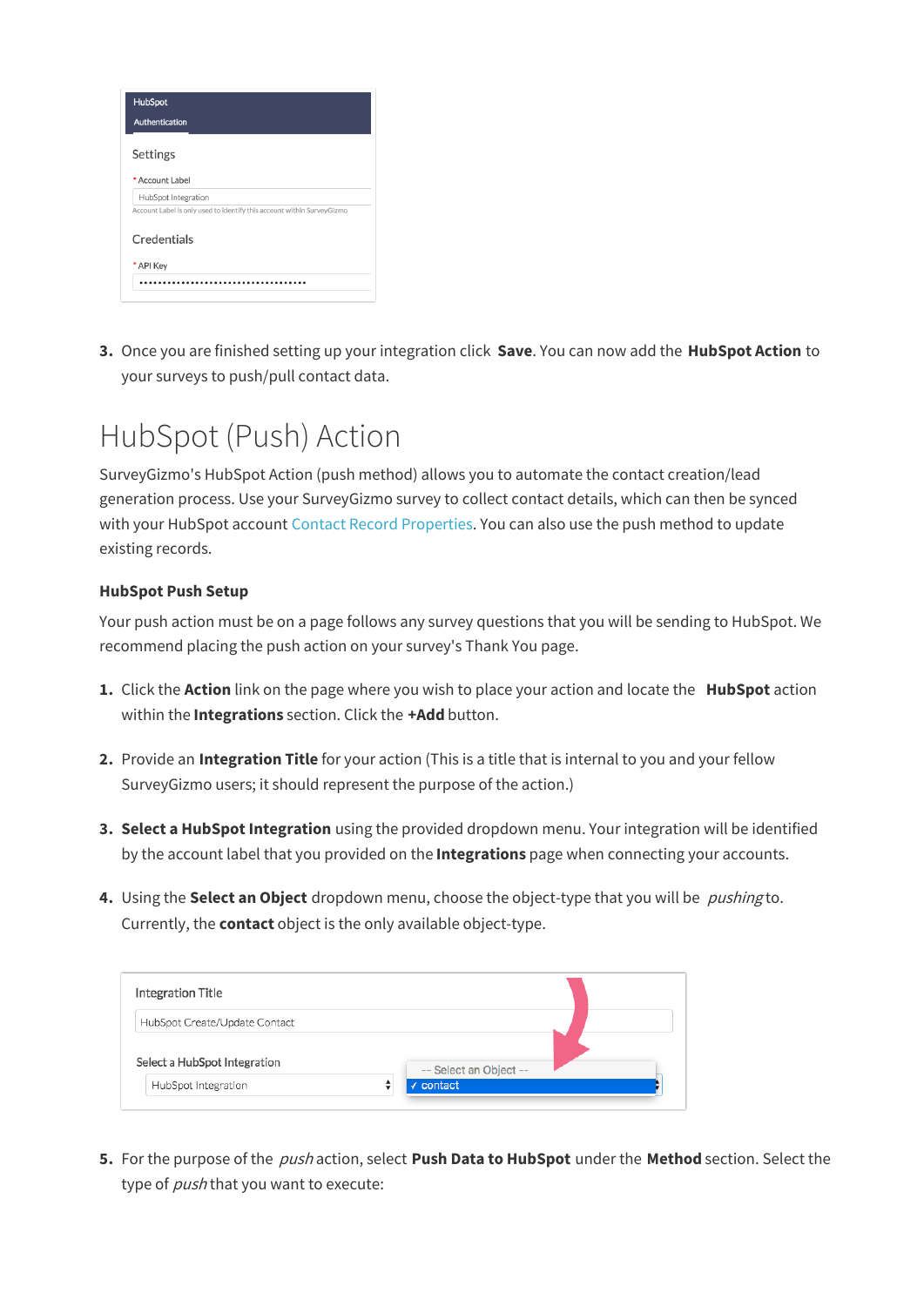3. Once you are finished setting up your integration click **Save**. You can now add the **HubSpot Action** to your surveys to push/pull contact data.

# HubSpot (Push) Action

SurveyGizmo's HubSpot Action (push method) allows you to automate the contact creation/lead generation process. Use your SurveyGizmo survey to collect contact details, which can then be synced with your HubSpot account Contact Record Properties. You can also use the push method to update existing records.

**HubSpot Push Setup**

Your push action must be on a page follows any survey questions that you will be sending to HubSpot. We recommend placing the push action on your survey's Thank You page.

1. Click the **Action** link on the page where you wish to place your action and locate the **HubSpot** action within the **Integrations** section. Click the **+Add** button.

2. Provide an **Integration Title** for your action (This is a title that is internal to you and your fellow SurveyGizmo users; it should represent the purpose of the action.)

3. **Select a HubSpot Integration** using the provided dropdown menu. Your integration will be identified by the account label that you provided on the **Integrations** page when connecting your accounts.

4. Using the **Select an Object** dropdown menu, choose the object-type that you will be *pushing* to. Currently, the **contact** object is the only available object-type.

5. For the purpose of the *push* action, select **Push Data to HubSpot** under the **Method** section. Select the type of *push* that you want to execute: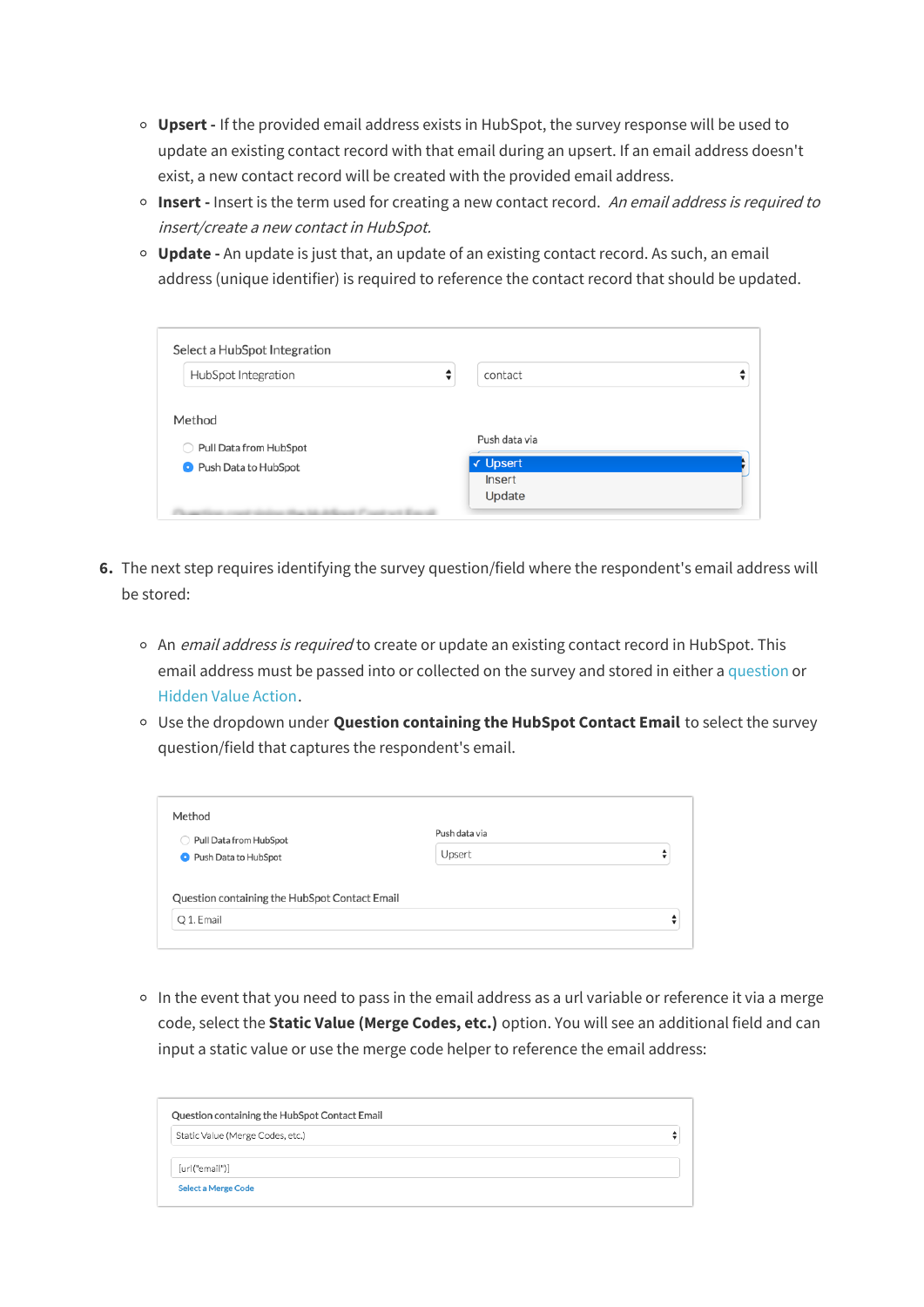- **Upsert -** If the provided email address exists in HubSpot, the survey response will be used to update an existing contact record with that email during an upsert. If an email address doesn't exist, a new contact record will be created with the provided email address.
- **Insert -** Insert is the term used for creating a new contact record. *An email address is required to insert/create a new contact in HubSpot.*
- **Update -** An update is just that, an update of an existing contact record. As such, an email address (unique identifier) is required to reference the contact record that should be updated.

6. The next step requires identifying the survey question/field where the respondent's email address will be stored:

   - An *email address is required* to create or update an existing contact record in HubSpot. This email address must be passed into or collected on the survey and stored in either a question or Hidden Value Action.
   - Use the dropdown under **Question containing the HubSpot Contact Email** to select the survey question/field that captures the respondent's email.

   - In the event that you need to pass in the email address as a url variable or reference it via a merge code, select the **Static Value (Merge Codes, etc.)** option. You will see an additional field and can input a static value or use the merge code helper to reference the email address: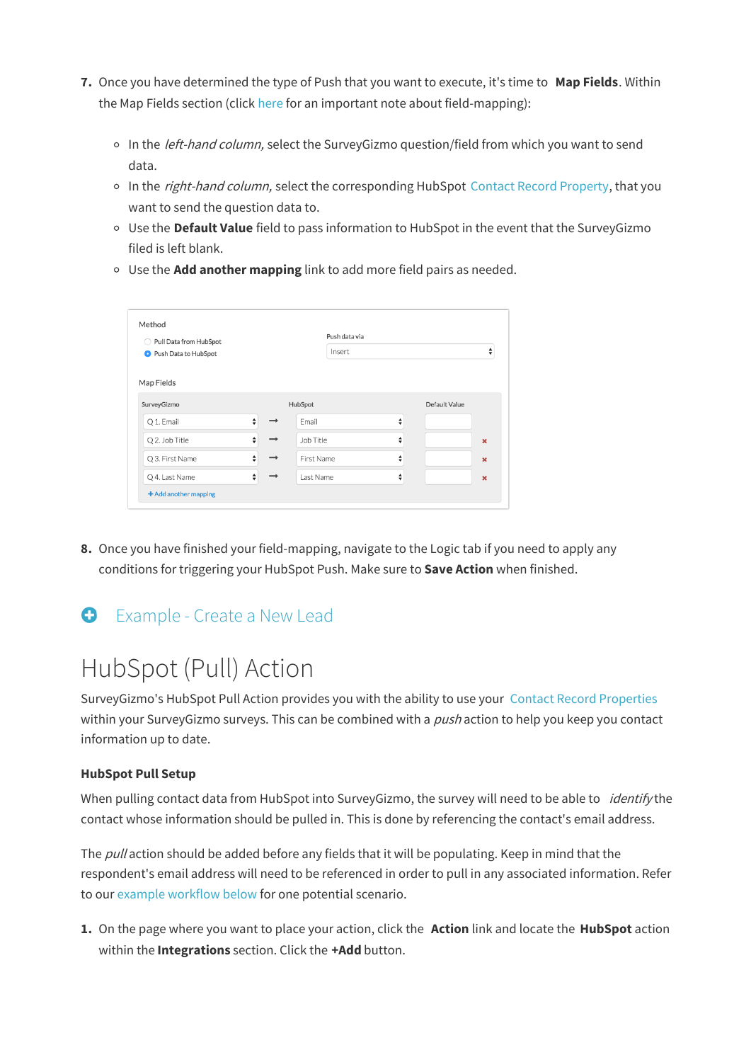7. Once you have determined the type of Push that you want to execute, it's time to **Map Fields**. Within the Map Fields section (click here for an important note about field-mapping):

   - In the *left-hand column,* select the SurveyGizmo question/field from which you want to send data.
   - In the *right-hand column,* select the corresponding HubSpot Contact Record Property, that you want to send the question data to.
   - Use the **Default Value** field to pass information to HubSpot in the event that the SurveyGizmo filed is left blank.
   - Use the **Add another mapping** link to add more field pairs as needed.

Method

- Pull Data from HubSpot
- Push Data to HubSpot

Push data via: Insert

Map Fields

| SurveyGizmo | | HubSpot | Default Value |
|---|---|---|---|
| Q 1. Email | → | Email | |
| Q 2. Job Title | → | Job Title | |
| Q 3. First Name | → | First Name | |
| Q 4. Last Name | → | Last Name | |

+ Add another mapping

8. Once you have finished your field-mapping, navigate to the Logic tab if you need to apply any conditions for triggering your HubSpot Push. Make sure to **Save Action** when finished.

Example - Create a New Lead

# HubSpot (Pull) Action

SurveyGizmo's HubSpot Pull Action provides you with the ability to use your Contact Record Properties within your SurveyGizmo surveys. This can be combined with a *push* action to help you keep you contact information up to date.

### HubSpot Pull Setup

When pulling contact data from HubSpot into SurveyGizmo, the survey will need to be able to *identify* the contact whose information should be pulled in. This is done by referencing the contact's email address.

The *pull* action should be added before any fields that it will be populating. Keep in mind that the respondent's email address will need to be referenced in order to pull in any associated information. Refer to our example workflow below for one potential scenario.

1. On the page where you want to place your action, click the **Action** link and locate the **HubSpot** action within the **Integrations** section. Click the **+Add** button.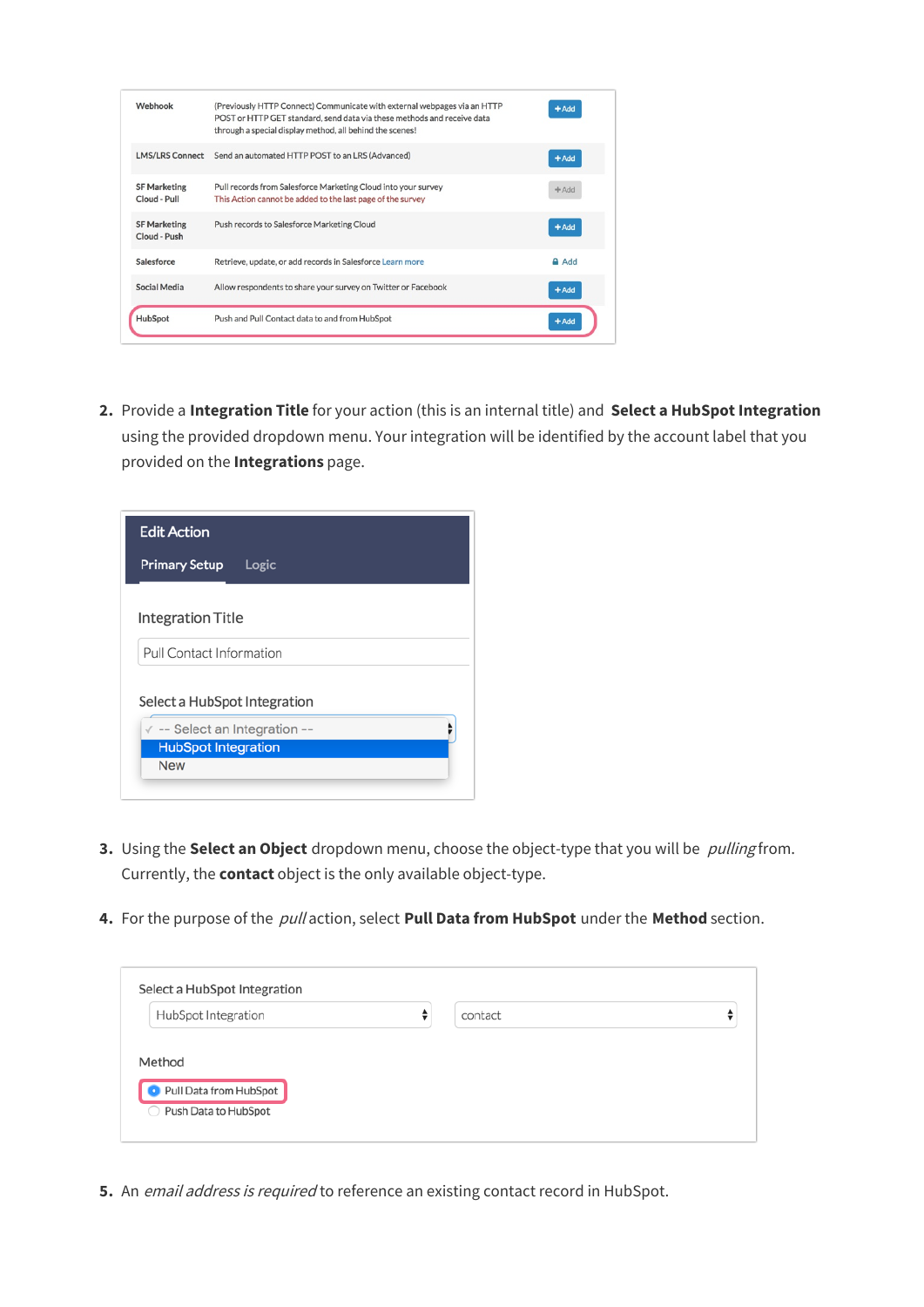| | | |
|---|---|---|
| Webhook | (Previously HTTP Connect) Communicate with external webpages via an HTTP POST or HTTP GET standard, send data via these methods and receive data through a special display method, all behind the scenes! | + Add |
| LMS/LRS Connect | Send an automated HTTP POST to an LRS (Advanced) | + Add |
| SF Marketing Cloud - Pull | Pull records from Salesforce Marketing Cloud into your survey<br>This Action cannot be added to the last page of the survey | + Add |
| SF Marketing Cloud - Push | Push records to Salesforce Marketing Cloud | + Add |
| Salesforce | Retrieve, update, or add records in Salesforce Learn more | Add |
| Social Media | Allow respondents to share your survey on Twitter or Facebook | + Add |
| HubSpot | Push and Pull Contact data to and from HubSpot | + Add |

2. Provide a **Integration Title** for your action (this is an internal title) and **Select a HubSpot Integration** using the provided dropdown menu. Your integration will be identified by the account label that you provided on the **Integrations** page.

Edit Action

Primary Setup Logic

Integration Title

Pull Contact Information

Select a HubSpot Integration

-- Select an Integration --
HubSpot Integration
New

3. Using the **Select an Object** dropdown menu, choose the object-type that you will be *pulling* from. Currently, the **contact** object is the only available object-type.

4. For the purpose of the *pull* action, select **Pull Data from HubSpot** under the **Method** section.

Select a HubSpot Integration

HubSpot Integration | contact

Method

- Pull Data from HubSpot
- Push Data to HubSpot

5. An *email address is required* to reference an existing contact record in HubSpot.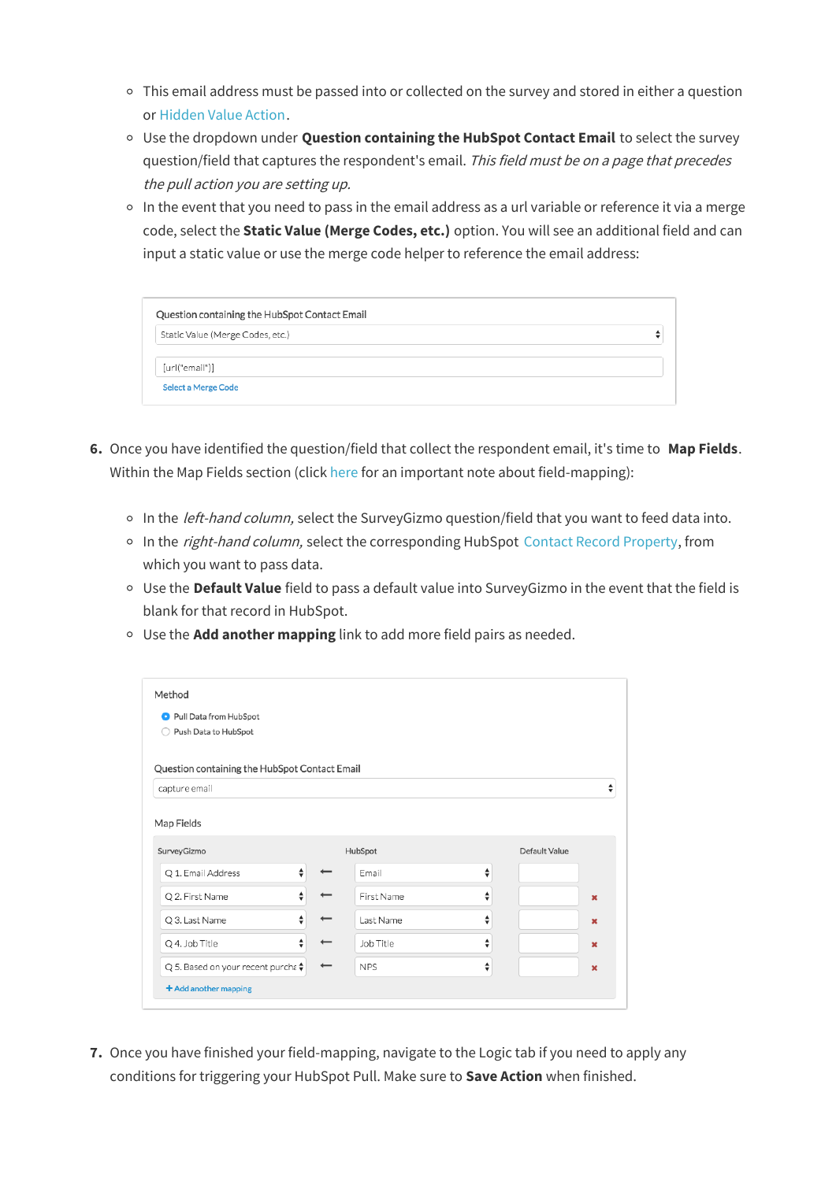- This email address must be passed into or collected on the survey and stored in either a question or Hidden Value Action.
- Use the dropdown under **Question containing the HubSpot Contact Email** to select the survey question/field that captures the respondent's email. *This field must be on a page that precedes the pull action you are setting up.*
- In the event that you need to pass in the email address as a url variable or reference it via a merge code, select the **Static Value (Merge Codes, etc.)** option. You will see an additional field and can input a static value or use the merge code helper to reference the email address:

Question containing the HubSpot Contact Email

Static Value (Merge Codes, etc.)

[url("email")]

Select a Merge Code

6. Once you have identified the question/field that collect the respondent email, it's time to **Map Fields**. Within the Map Fields section (click here for an important note about field-mapping):

   - In the *left-hand column,* select the SurveyGizmo question/field that you want to feed data into.
   - In the *right-hand column,* select the corresponding HubSpot Contact Record Property, from which you want to pass data.
   - Use the **Default Value** field to pass a default value into SurveyGizmo in the event that the field is blank for that record in HubSpot.
   - Use the **Add another mapping** link to add more field pairs as needed.

Method

- (•) Pull Data from HubSpot
- ( ) Push Data to HubSpot

Question containing the HubSpot Contact Email

capture email

Map Fields

| SurveyGizmo | | HubSpot | Default Value | |
|---|---|---|---|---|
| Q 1. Email Address | ⟵ | Email | | |
| Q 2. First Name | ⟵ | First Name | | ✖ |
| Q 3. Last Name | ⟵ | Last Name | | ✖ |
| Q 4. Job Title | ⟵ | Job Title | | ✖ |
| Q 5. Based on your recent purch: | ⟵ | NPS | | ✖ |

+ Add another mapping

7. Once you have finished your field-mapping, navigate to the Logic tab if you need to apply any conditions for triggering your HubSpot Pull. Make sure to **Save Action** when finished.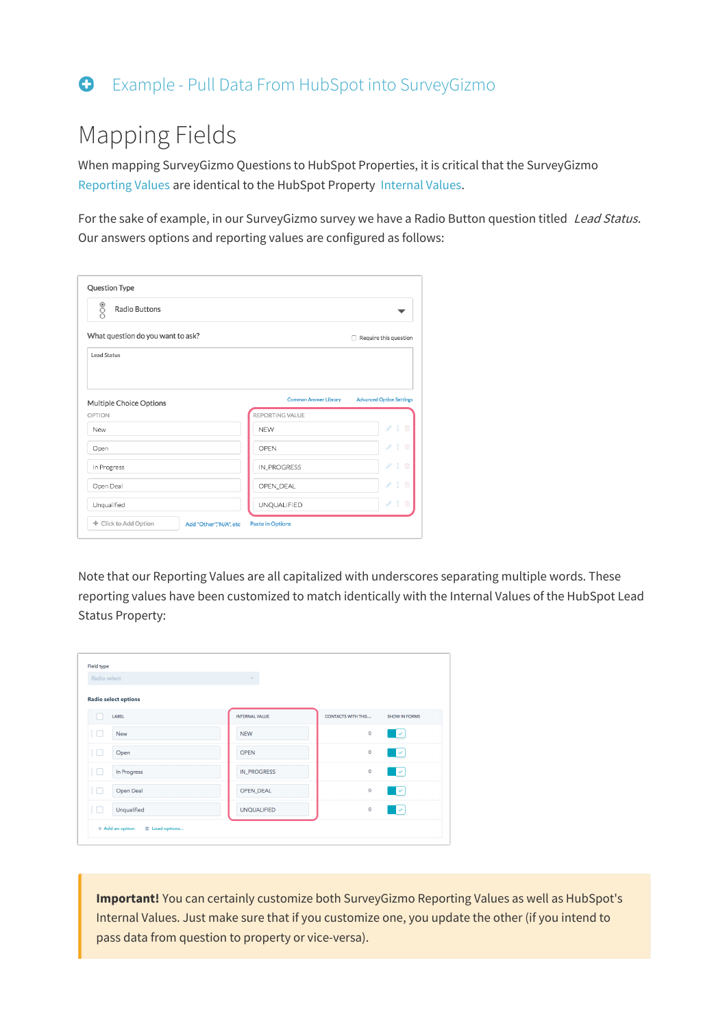Example - Pull Data From HubSpot into SurveyGizmo

## Mapping Fields

When mapping SurveyGizmo Questions to HubSpot Properties, it is critical that the SurveyGizmo Reporting Values are identical to the HubSpot Property Internal Values.

For the sake of example, in our SurveyGizmo survey we have a Radio Button question titled *Lead Status*. Our answers options and reporting values are configured as follows:

Question Type

Radio Buttons

What question do you want to ask? Require this question

Lead Status

Multiple Choice Options | Common Answer Library | Advanced Option Settings

| OPTION | REPORTING VALUE |
| --- | --- |
| New | NEW |
| Open | OPEN |
| In Progress | IN_PROGRESS |
| Open Deal | OPEN_DEAL |
| Unqualified | UNQUALIFIED |

Click to Add Option | Add "Other", "N/A", etc | Paste in Options

Note that our Reporting Values are all capitalized with underscores separating multiple words. These reporting values have been customized to match identically with the Internal Values of the HubSpot Lead Status Property:

Field type

Radio select

Radio select options

| LABEL | INTERNAL VALUE | CONTACTS WITH THIS... | SHOW IN FORMS |
| --- | --- | --- | --- |
| New | NEW | 0 | ✓ |
| Open | OPEN | 0 | ✓ |
| In Progress | IN_PROGRESS | 0 | ✓ |
| Open Deal | OPEN_DEAL | 0 | ✓ |
| Unqualified | UNQUALIFIED | 0 | ✓ |

+ Add an option | Load options...

**Important!** You can certainly customize both SurveyGizmo Reporting Values as well as HubSpot's Internal Values. Just make sure that if you customize one, you update the other (if you intend to pass data from question to property or vice-versa).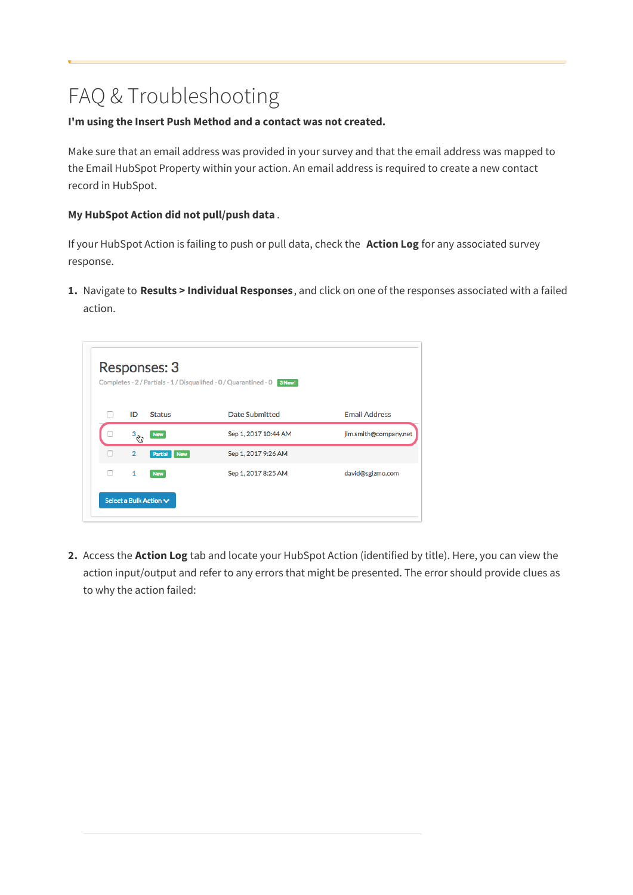# FAQ & Troubleshooting

**I'm using the Insert Push Method and a contact was not created.**

Make sure that an email address was provided in your survey and that the email address was mapped to the Email HubSpot Property within your action. An email address is required to create a new contact record in HubSpot.

**My HubSpot Action did not pull/push data** .

If your HubSpot Action is failing to push or pull data, check the **Action Log** for any associated survey response.

1. Navigate to **Results > Individual Responses**, and click on one of the responses associated with a failed action.

2. Access the **Action Log** tab and locate your HubSpot Action (identified by title). Here, you can view the action input/output and refer to any errors that might be presented. The error should provide clues as to why the action failed: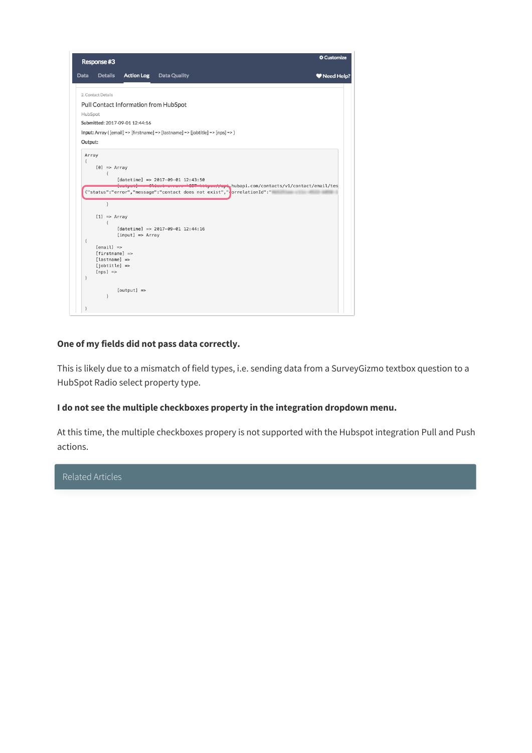**One of my fields did not pass data correctly.**

This is likely due to a mismatch of field types, i.e. sending data from a SurveyGizmo textbox question to a HubSpot Radio select property type.

**I do not see the multiple checkboxes property in the integration dropdown menu.**

At this time, the multiple checkboxes propery is not supported with the Hubspot integration Pull and Push actions.

Related Articles